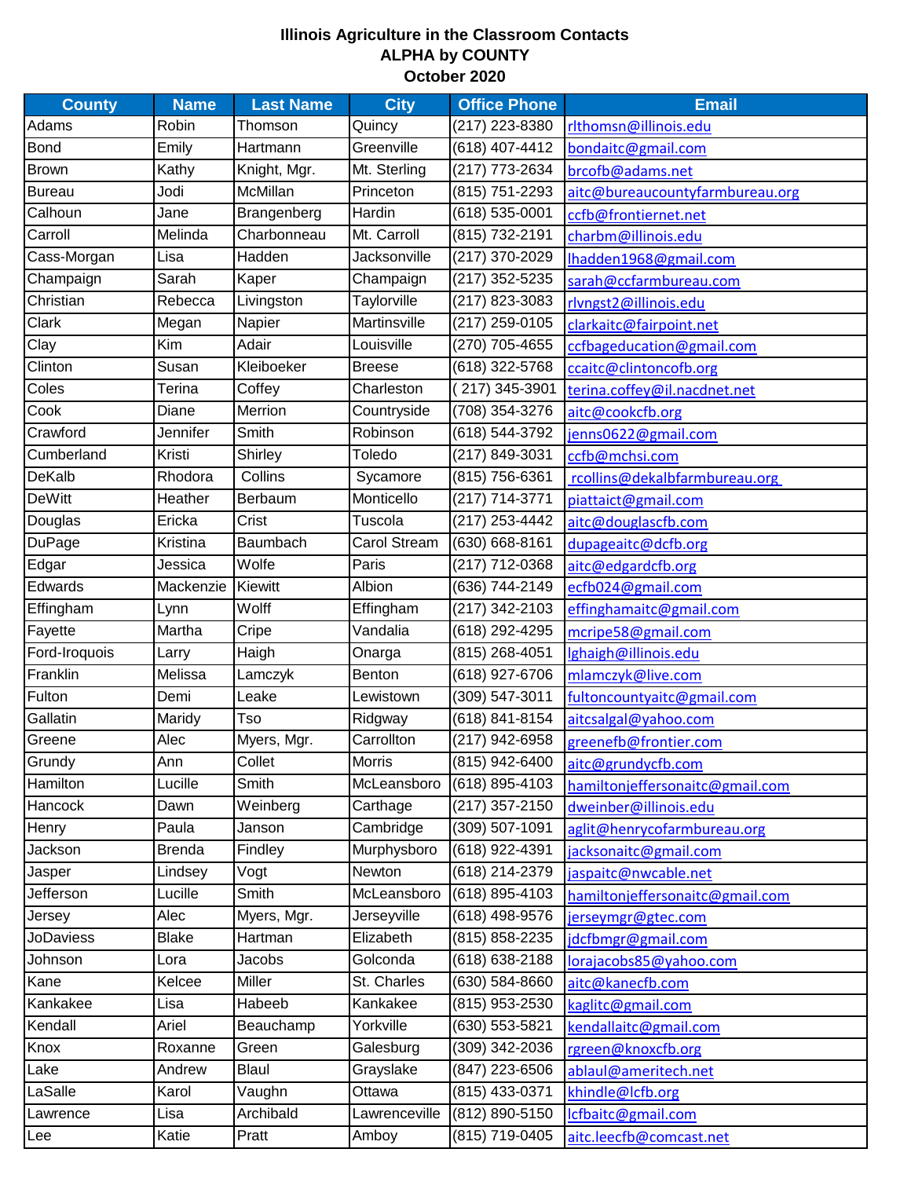# Illinois Agriculture in the Classroom Contacts
## ALPHA by COUNTY
### October 2020

| County | Name | Last Name | City | Office Phone | Email |
|---|---|---|---|---|---|
| Adams | Robin | Thomson | Quincy | (217) 223-8380 | rlthomsn@illinois.edu |
| Bond | Emily | Hartmann | Greenville | (618) 407-4412 | bondaitc@gmail.com |
| Brown | Kathy | Knight, Mgr. | Mt. Sterling | (217) 773-2634 | brcofb@adams.net |
| Bureau | Jodi | McMillan | Princeton | (815) 751-2293 | aitc@bureaucountyfarmbureau.org |
| Calhoun | Jane | Brangenberg | Hardin | (618) 535-0001 | ccfb@frontiernet.net |
| Carroll | Melinda | Charbonneau | Mt. Carroll | (815) 732-2191 | charbm@illinois.edu |
| Cass-Morgan | Lisa | Hadden | Jacksonville | (217) 370-2029 | lhadden1968@gmail.com |
| Champaign | Sarah | Kaper | Champaign | (217) 352-5235 | sarah@ccfarmbureau.com |
| Christian | Rebecca | Livingston | Taylorville | (217) 823-3083 | rlvngst2@illinois.edu |
| Clark | Megan | Napier | Martinsville | (217) 259-0105 | clarkaitc@fairpoint.net |
| Clay | Kim | Adair | Louisville | (270) 705-4655 | ccfbageducation@gmail.com |
| Clinton | Susan | Kleiboeker | Breese | (618) 322-5768 | ccaitc@clintoncofb.org |
| Coles | Terina | Coffey | Charleston | ( 217) 345-3901 | terina.coffey@il.nacdnet.net |
| Cook | Diane | Merrion | Countryside | (708) 354-3276 | aitc@cookcfb.org |
| Crawford | Jennifer | Smith | Robinson | (618) 544-3792 | jenns0622@gmail.com |
| Cumberland | Kristi | Shirley | Toledo | (217) 849-3031 | ccfb@mchsi.com |
| DeKalb | Rhodora | Collins | Sycamore | (815) 756-6361 | rcollins@dekalbfarmbureau.org |
| DeWitt | Heather | Berbaum | Monticello | (217) 714-3771 | piattaict@gmail.com |
| Douglas | Ericka | Crist | Tuscola | (217) 253-4442 | aitc@douglascfb.com |
| DuPage | Kristina | Baumbach | Carol Stream | (630) 668-8161 | dupageaitc@dcfb.org |
| Edgar | Jessica | Wolfe | Paris | (217) 712-0368 | aitc@edgardcfb.org |
| Edwards | Mackenzie | Kiewitt | Albion | (636) 744-2149 | ecfb024@gmail.com |
| Effingham | Lynn | Wolff | Effingham | (217) 342-2103 | effinghamaitc@gmail.com |
| Fayette | Martha | Cripe | Vandalia | (618) 292-4295 | mcripe58@gmail.com |
| Ford-Iroquois | Larry | Haigh | Onarga | (815) 268-4051 | lghaigh@illinois.edu |
| Franklin | Melissa | Lamczyk | Benton | (618) 927-6706 | mlamczyk@live.com |
| Fulton | Demi | Leake | Lewistown | (309) 547-3011 | fultoncountyaitc@gmail.com |
| Gallatin | Maridy | Tso | Ridgway | (618) 841-8154 | aitcsalgal@yahoo.com |
| Greene | Alec | Myers, Mgr. | Carrollton | (217) 942-6958 | greenefb@frontier.com |
| Grundy | Ann | Collet | Morris | (815) 942-6400 | aitc@grundycfb.com |
| Hamilton | Lucille | Smith | McLeansboro | (618) 895-4103 | hamiltonjeffersonaitc@gmail.com |
| Hancock | Dawn | Weinberg | Carthage | (217) 357-2150 | dweinber@illinois.edu |
| Henry | Paula | Janson | Cambridge | (309) 507-1091 | aglit@henrycofarmbureau.org |
| Jackson | Brenda | Findley | Murphysboro | (618) 922-4391 | jacksonaitc@gmail.com |
| Jasper | Lindsey | Vogt | Newton | (618) 214-2379 | jaspaitc@nwcable.net |
| Jefferson | Lucille | Smith | McLeansboro | (618) 895-4103 | hamiltonjeffersonaitc@gmail.com |
| Jersey | Alec | Myers, Mgr. | Jerseyville | (618) 498-9576 | jerseymgr@gtec.com |
| JoDaviess | Blake | Hartman | Elizabeth | (815) 858-2235 | jdcfbmgr@gmail.com |
| Johnson | Lora | Jacobs | Golconda | (618) 638-2188 | lorajacobs85@yahoo.com |
| Kane | Kelcee | Miller | St. Charles | (630) 584-8660 | aitc@kanecfb.com |
| Kankakee | Lisa | Habeeb | Kankakee | (815) 953-2530 | kaglitc@gmail.com |
| Kendall | Ariel | Beauchamp | Yorkville | (630) 553-5821 | kendallaitc@gmail.com |
| Knox | Roxanne | Green | Galesburg | (309) 342-2036 | rgreen@knoxcfb.org |
| Lake | Andrew | Blaul | Grayslake | (847) 223-6506 | ablaul@ameritech.net |
| LaSalle | Karol | Vaughn | Ottawa | (815) 433-0371 | khindle@lcfb.org |
| Lawrence | Lisa | Archibald | Lawrenceville | (812) 890-5150 | lcfbaitc@gmail.com |
| Lee | Katie | Pratt | Amboy | (815) 719-0405 | aitc.leecfb@comcast.net |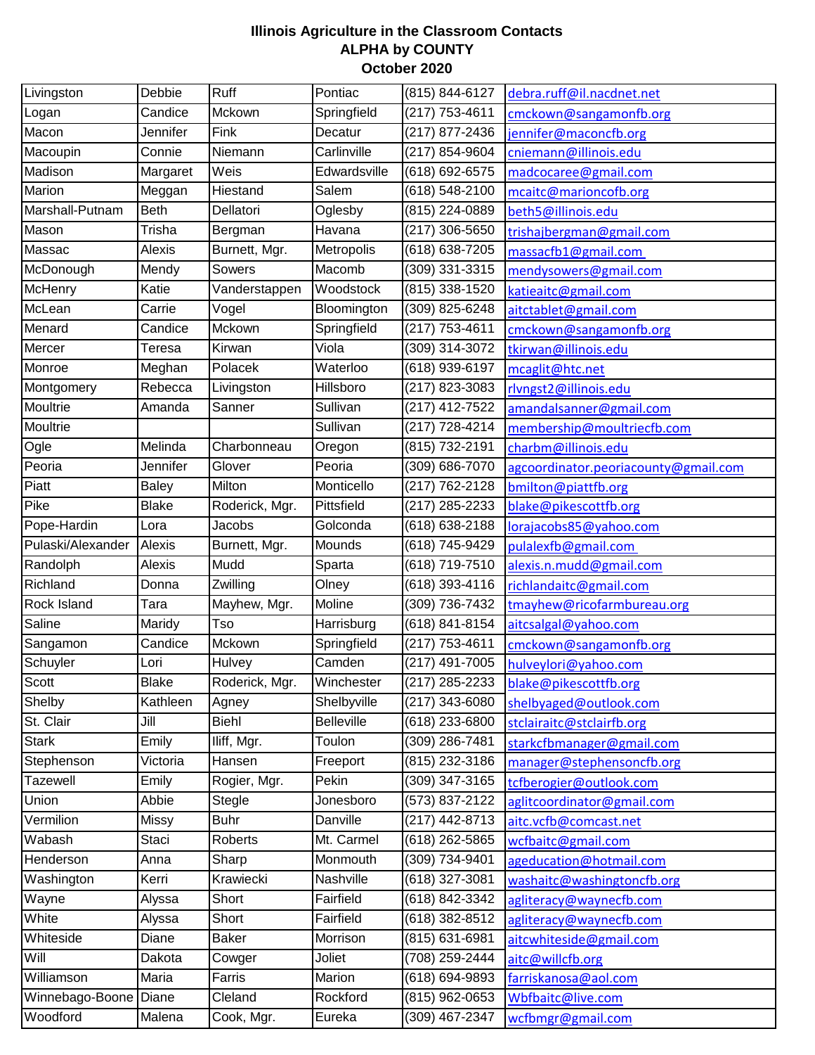**Illinois Agriculture in the Classroom Contacts**
**ALPHA by COUNTY**
**October 2020**

| | | | | | |
|---|---|---|---|---|---|
| Livingston | Debbie | Ruff | Pontiac | (815) 844-6127 | debra.ruff@il.nacdnet.net |
| Logan | Candice | Mckown | Springfield | (217) 753-4611 | cmckown@sangamonfb.org |
| Macon | Jennifer | Fink | Decatur | (217) 877-2436 | jennifer@maconcfb.org |
| Macoupin | Connie | Niemann | Carlinville | (217) 854-9604 | cniemann@illinois.edu |
| Madison | Margaret | Weis | Edwardsville | (618) 692-6575 | madcocaree@gmail.com |
| Marion | Meggan | Hiestand | Salem | (618) 548-2100 | mcaitc@marioncofb.org |
| Marshall-Putnam | Beth | Dellatori | Oglesby | (815) 224-0889 | beth5@illinois.edu |
| Mason | Trisha | Bergman | Havana | (217) 306-5650 | trishajbergman@gmail.com |
| Massac | Alexis | Burnett, Mgr. | Metropolis | (618) 638-7205 | massacfb1@gmail.com |
| McDonough | Mendy | Sowers | Macomb | (309) 331-3315 | mendysowers@gmail.com |
| McHenry | Katie | Vanderstappen | Woodstock | (815) 338-1520 | katieaitc@gmail.com |
| McLean | Carrie | Vogel | Bloomington | (309) 825-6248 | aitctablet@gmail.com |
| Menard | Candice | Mckown | Springfield | (217) 753-4611 | cmckown@sangamonfb.org |
| Mercer | Teresa | Kirwan | Viola | (309) 314-3072 | tkirwan@illinois.edu |
| Monroe | Meghan | Polacek | Waterloo | (618) 939-6197 | mcaglit@htc.net |
| Montgomery | Rebecca | Livingston | Hillsboro | (217) 823-3083 | rlvngst2@illinois.edu |
| Moultrie | Amanda | Sanner | Sullivan | (217) 412-7522 | amandalsanner@gmail.com |
| Moultrie | | | Sullivan | (217) 728-4214 | membership@moultriecfb.com |
| Ogle | Melinda | Charbonneau | Oregon | (815) 732-2191 | charbm@illinois.edu |
| Peoria | Jennifer | Glover | Peoria | (309) 686-7070 | agcoordinator.peoriacounty@gmail.com |
| Piatt | Baley | Milton | Monticello | (217) 762-2128 | bmilton@piattfb.org |
| Pike | Blake | Roderick, Mgr. | Pittsfield | (217) 285-2233 | blake@pikescottfb.org |
| Pope-Hardin | Lora | Jacobs | Golconda | (618) 638-2188 | lorajacobs85@yahoo.com |
| Pulaski/Alexander | Alexis | Burnett, Mgr. | Mounds | (618) 745-9429 | pulalexfb@gmail.com |
| Randolph | Alexis | Mudd | Sparta | (618) 719-7510 | alexis.n.mudd@gmail.com |
| Richland | Donna | Zwilling | Olney | (618) 393-4116 | richlandaitc@gmail.com |
| Rock Island | Tara | Mayhew, Mgr. | Moline | (309) 736-7432 | tmayhew@ricofarmbureau.org |
| Saline | Maridy | Tso | Harrisburg | (618) 841-8154 | aitcsalgal@yahoo.com |
| Sangamon | Candice | Mckown | Springfield | (217) 753-4611 | cmckown@sangamonfb.org |
| Schuyler | Lori | Hulvey | Camden | (217) 491-7005 | hulveylori@yahoo.com |
| Scott | Blake | Roderick, Mgr. | Winchester | (217) 285-2233 | blake@pikescottfb.org |
| Shelby | Kathleen | Agney | Shelbyville | (217) 343-6080 | shelbyaged@outlook.com |
| St. Clair | Jill | Biehl | Belleville | (618) 233-6800 | stclairaitc@stclairfb.org |
| Stark | Emily | Iliff, Mgr. | Toulon | (309) 286-7481 | starkcfbmanager@gmail.com |
| Stephenson | Victoria | Hansen | Freeport | (815) 232-3186 | manager@stephensoncfb.org |
| Tazewell | Emily | Rogier, Mgr. | Pekin | (309) 347-3165 | tcfberogier@outlook.com |
| Union | Abbie | Stegle | Jonesboro | (573) 837-2122 | aglitcoordinator@gmail.com |
| Vermilion | Missy | Buhr | Danville | (217) 442-8713 | aitc.vcfb@comcast.net |
| Wabash | Staci | Roberts | Mt. Carmel | (618) 262-5865 | wcfbaitc@gmail.com |
| Henderson | Anna | Sharp | Monmouth | (309) 734-9401 | ageducation@hotmail.com |
| Washington | Kerri | Krawiecki | Nashville | (618) 327-3081 | washaitc@washingtoncfb.org |
| Wayne | Alyssa | Short | Fairfield | (618) 842-3342 | agliteracy@waynecfb.com |
| White | Alyssa | Short | Fairfield | (618) 382-8512 | agliteracy@waynecfb.com |
| Whiteside | Diane | Baker | Morrison | (815) 631-6981 | aitcwhiteside@gmail.com |
| Will | Dakota | Cowger | Joliet | (708) 259-2444 | aitc@willcfb.org |
| Williamson | Maria | Farris | Marion | (618) 694-9893 | farriskanosa@aol.com |
| Winnebago-Boone | Diane | Cleland | Rockford | (815) 962-0653 | Wbfbaitc@live.com |
| Woodford | Malena | Cook, Mgr. | Eureka | (309) 467-2347 | wcfbmgr@gmail.com |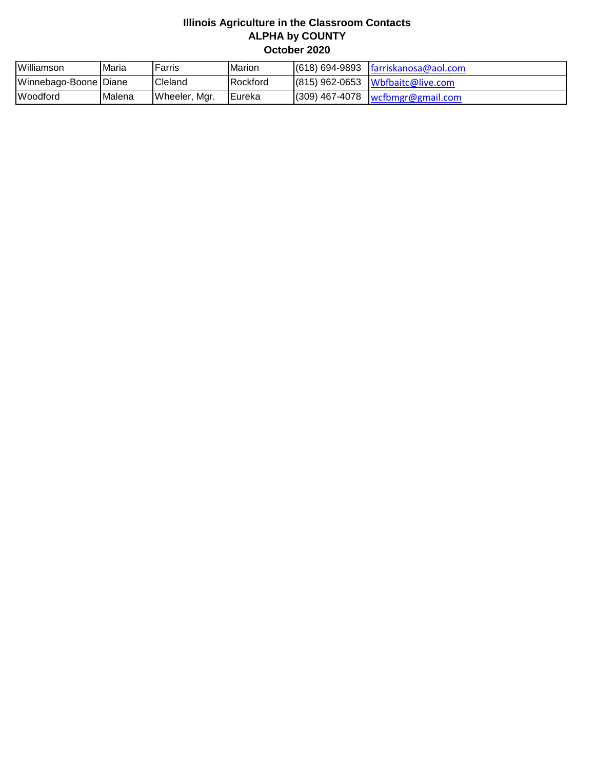**Illinois Agriculture in the Classroom Contacts**
**ALPHA by COUNTY**
**October 2020**

| | | | | | |
|---|---|---|---|---|---|
| Williamson | Maria | Farris | Marion | (618) 694-9893 | farriskanosa@aol.com |
| Winnebago-Boone | Diane | Cleland | Rockford | (815) 962-0653 | Wbfbaitc@live.com |
| Woodford | Malena | Wheeler, Mgr. | Eureka | (309) 467-4078 | wcfbmgr@gmail.com |